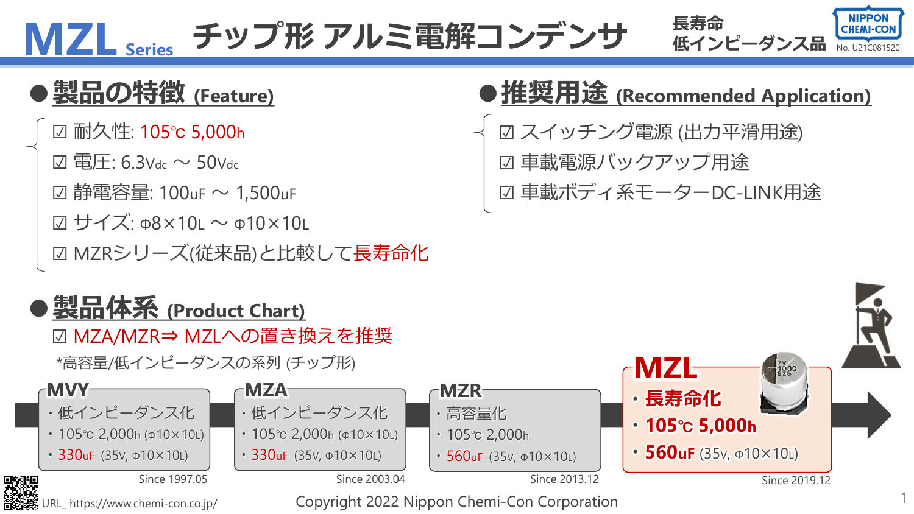# MZL Series チップ形 アルミ電解コンデンサ

長寿命
低インピーダンス品

NIPPON CHEMI-CON

No. U21C081520

## ● 製品の特徴 (Feature)

- ☑ 耐久性: 105℃ 5,000h
- ☑ 電圧: 6.3Vdc ～ 50Vdc
- ☑ 静電容量: 100uF ～ 1,500uF
- ☑ サイズ: Φ8×10L ～ Φ10×10L
- ☑ MZRシリーズ(従来品)と比較して長寿命化

## ● 推奨用途 (Recommended Application)

- ☑ スイッチング電源 (出力平滑用途)
- ☑ 車載電源バックアップ用途
- ☑ 車載ボディ系モーターDC-LINK用途

## ● 製品体系 (Product Chart)

☑ MZA/MZR⇒ MZLへの置き換えを推奨

*高容量/低インピーダンスの系列 (チップ形)

**MVY**
- 低インピーダンス化
- 105℃ 2,000h (Φ10×10L)
- 330uF (35V, Φ10×10L)

Since 1997.05

**MZA**
- 低インピーダンス化
- 105℃ 2,000h (Φ10×10L)
- 330uF (35V, Φ10×10L)

Since 2003.04

**MZR**
- 高容量化
- 105℃ 2,000h
- 560uF (35V, Φ10×10L)

Since 2013.12

**MZL**
- **長寿命化**
- **105℃ 5,000h**
- **560uF** (35V, Φ10×10L)

Since 2019.12

URL_ https://www.chemi-con.co.jp/

Copyright 2022 Nippon Chemi-Con Corporation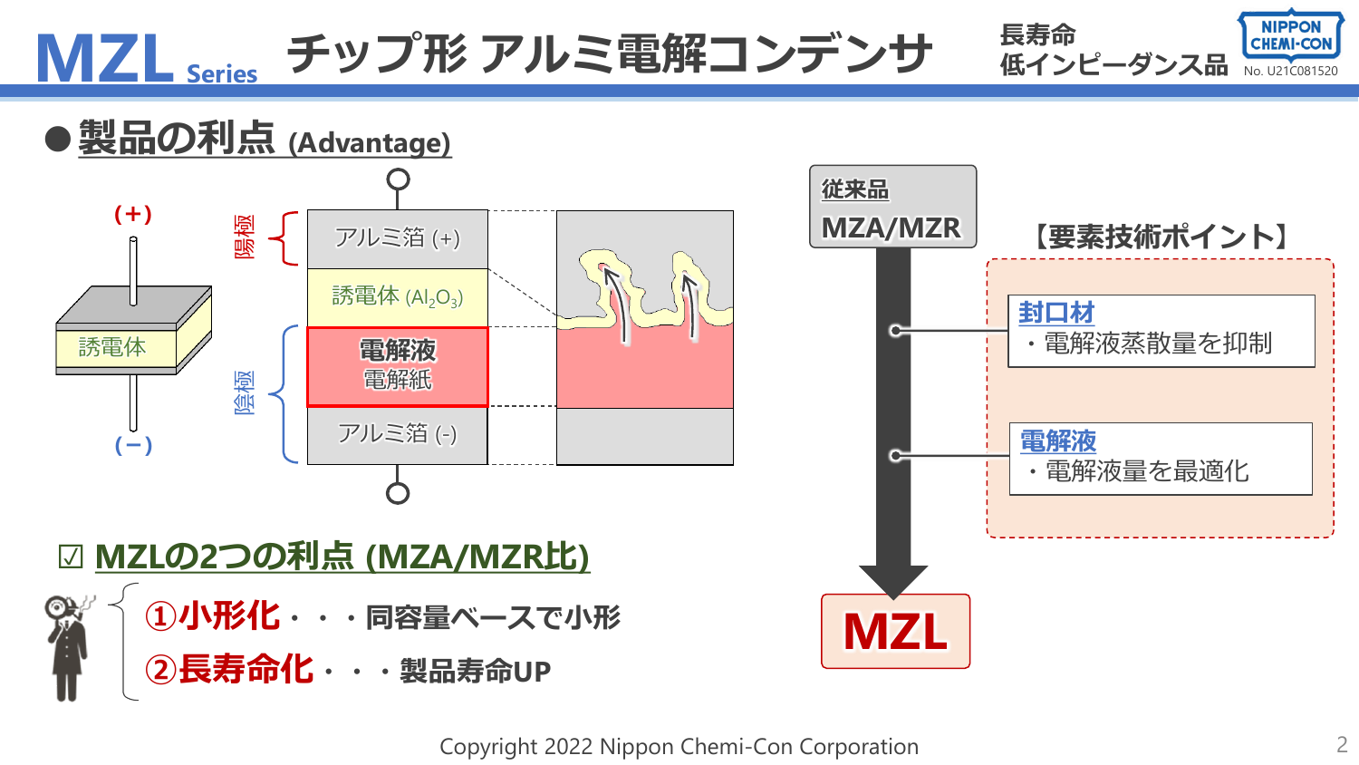# MZL Series チップ形 アルミ電解コンデンサ

長寿命
低インピーダンス品

NIPPON CHEMI-CON No. U21C081520

## ● 製品の利点 (Advantage)

(+)

誘電体

(−)

陽極

アルミ箔 (+)

誘電体 ($Al_2O_3$)

陰極

**電解液**
電解紙

アルミ箔 (-)

従来品
MZA/MZR

【要素技術ポイント】

**封口材**
・電解液蒸散量を抑制

**電解液**
・電解液量を最適化

**MZL**

### ☑ MZLの2つの利点 (MZA/MZR比)

- **①小形化**・・・同容量ベースで小形
- **②長寿命化**・・・製品寿命UP

Copyright 2022 Nippon Chemi-Con Corporation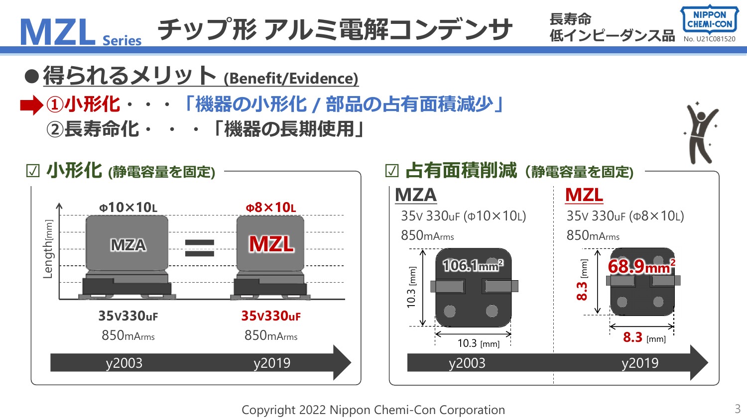# MZL Series チップ形 アルミ電解コンデンサ

長寿命
低インピーダンス品

No. U21C081520

## ●得られるメリット (Benefit/Evidence)

➡ ①小形化・・・「機器の小形化 / 部品の占有面積減少」

②長寿命化・・・「機器の長期使用」

### ☑ 小形化 (静電容量を固定)

| | MZA | MZL |
|---|---|---|
| サイズ | Φ10×10L | Φ8×10L |
| 定格 | 35V330uF | 35V330uF |
| リップル電流 | 850mArms | 850mArms |
| 年 | y2003 | y2019 |

### ☑ 占有面積削減 (静電容量を固定)

**MZA**

35V 330uF (Φ10×10L)

850mArms

10.3 [mm] × 10.3 [mm] = 106.1mm²

y2003

**MZL**

35V 330uF (Φ8×10L)

850mArms

8.3 [mm] × 8.3 [mm] = 68.9mm²

y2019

Copyright 2022 Nippon Chemi-Con Corporation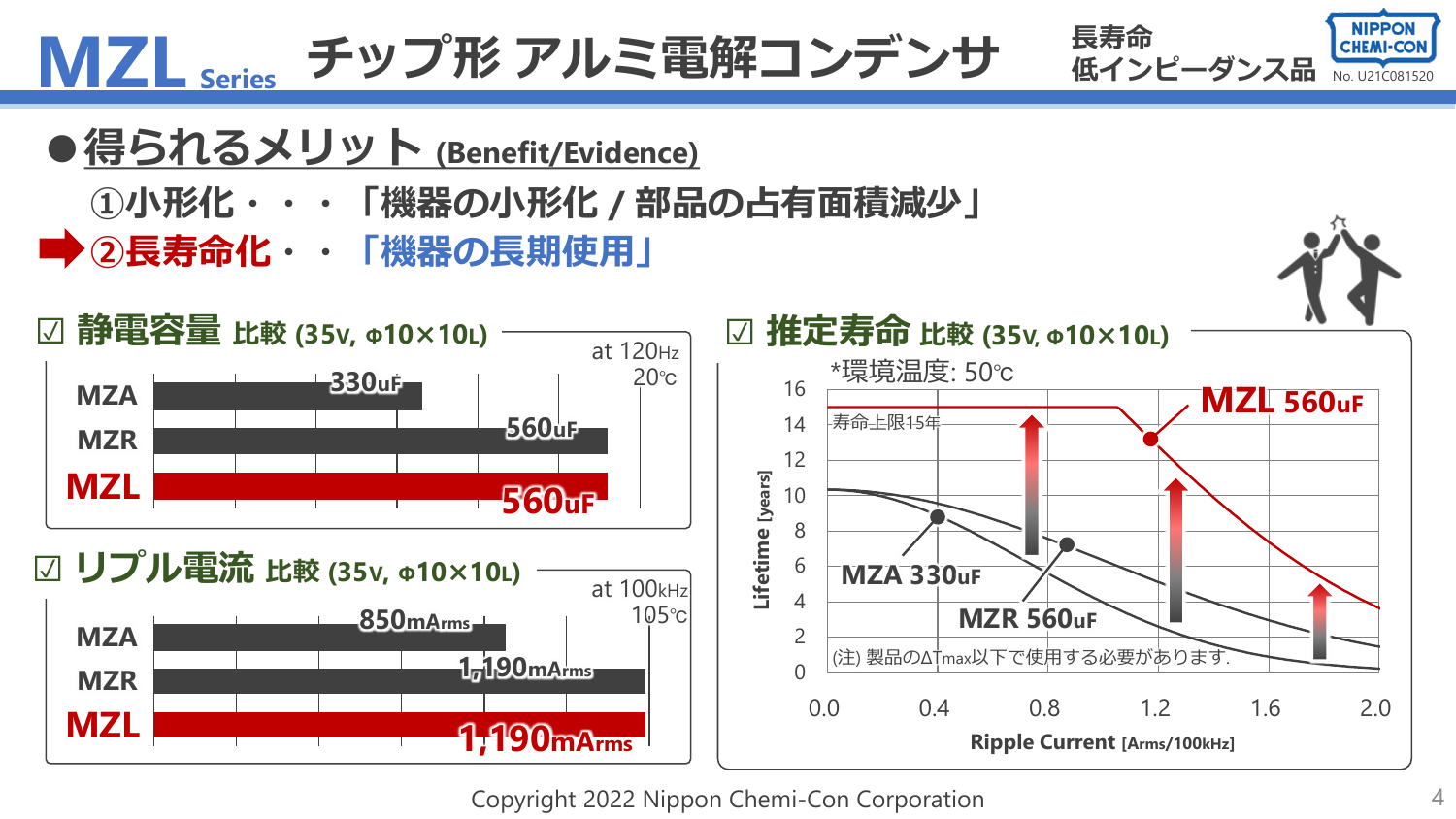# MZL Series チップ形 アルミ電解コンデンサ

長寿命
低インピーダンス品

NIPPON CHEMI-CON

No. U21C081520

## ●得られるメリット (Benefit/Evidence)

①小形化・・・「機器の小形化 / 部品の占有面積減少」

➡ ②長寿命化・・「機器の長期使用」

### ☑ 静電容量 比較 (35V, Φ10×10L)

at 120Hz
20℃

MZA
330uF

MZR
560uF

MZL
560uF

### ☑ リプル電流 比較 (35V, Φ10×10L)

at 100kHz
105℃

MZA
850mArms

MZR
1,190mArms

MZL
1,190mArms

### ☑ 推定寿命 比較 (35V, Φ10×10L)

*環境温度: 50℃

寿命上限15年

MZL 560uF

MZA 330uF

MZR 560uF

(注) 製品のΔTmax以下で使用する必要があります。

Lifetime [years]

0
2
4
6
8
10
12
14
16

0.0
0.4
0.8
1.2
1.6
2.0

Ripple Current [Arms/100kHz]

Copyright 2022 Nippon Chemi-Con Corporation